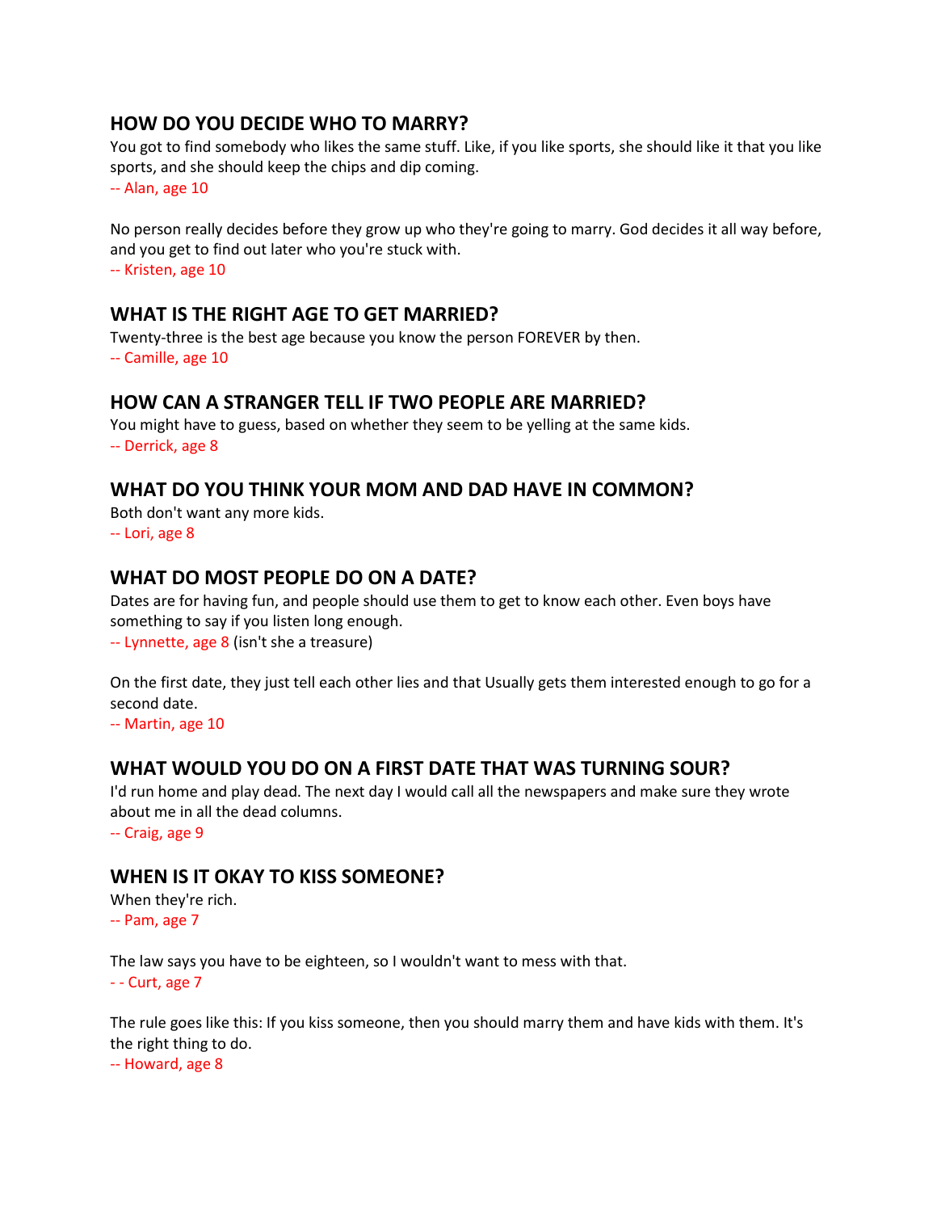## HOW DO YOU DECIDE WHO TO MARRY?

You got to find somebody who likes the same stuff. Like, if you like sports, she should like it that you like sports, and she should keep the chips and dip coming.

-- Alan, age 10

No person really decides before they grow up who they're going to marry. God decides it all way before, and you get to find out later who you're stuck with.

-- Kristen, age 10

## WHAT IS THE RIGHT AGE TO GET MARRIED?

Twenty-three is the best age because you know the person FOREVER by then.

-- Camille, age 10

## HOW CAN A STRANGER TELL IF TWO PEOPLE ARE MARRIED?

You might have to guess, based on whether they seem to be yelling at the same kids.

-- Derrick, age 8

## WHAT DO YOU THINK YOUR MOM AND DAD HAVE IN COMMON?

Both don't want any more kids.

-- Lori, age 8

## WHAT DO MOST PEOPLE DO ON A DATE?

Dates are for having fun, and people should use them to get to know each other. Even boys have something to say if you listen long enough.

-- Lynnette, age 8 (isn't she a treasure)

On the first date, they just tell each other lies and that Usually gets them interested enough to go for a second date.

-- Martin, age 10

## WHAT WOULD YOU DO ON A FIRST DATE THAT WAS TURNING SOUR?

I'd run home and play dead. The next day I would call all the newspapers and make sure they wrote about me in all the dead columns.

-- Craig, age 9

## WHEN IS IT OKAY TO KISS SOMEONE?

When they're rich.

-- Pam, age 7

The law says you have to be eighteen, so I wouldn't want to mess with that.

- - Curt, age 7

The rule goes like this: If you kiss someone, then you should marry them and have kids with them. It's the right thing to do.

-- Howard, age 8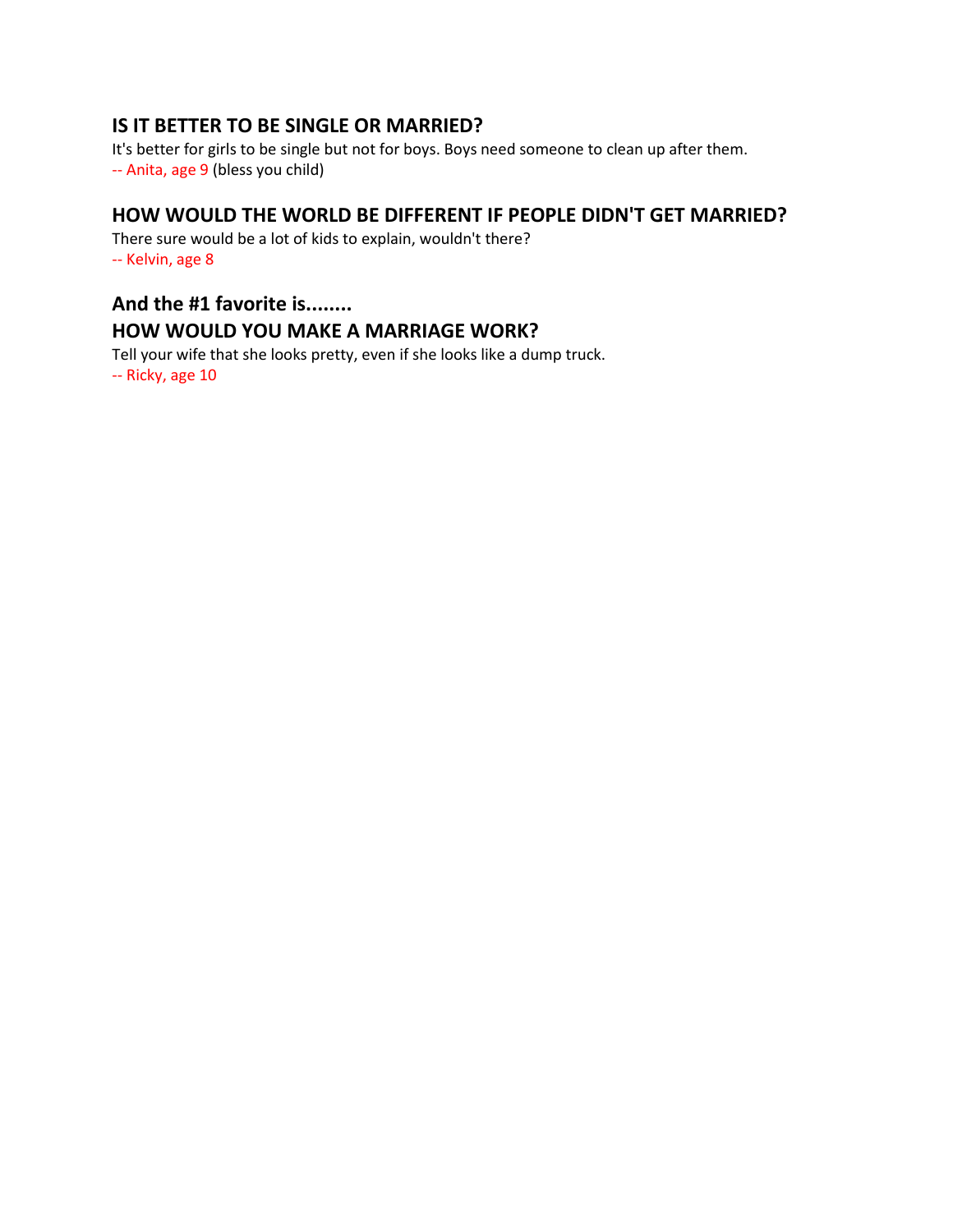### IS IT BETTER TO BE SINGLE OR MARRIED?

It's better for girls to be single but not for boys. Boys need someone to clean up after them.
-- Anita, age 9 (bless you child)

### HOW WOULD THE WORLD BE DIFFERENT IF PEOPLE DIDN'T GET MARRIED?

There sure would be a lot of kids to explain, wouldn't there?
-- Kelvin, age 8

### And the #1 favorite is........

### HOW WOULD YOU MAKE A MARRIAGE WORK?

Tell your wife that she looks pretty, even if she looks like a dump truck.
-- Ricky, age 10